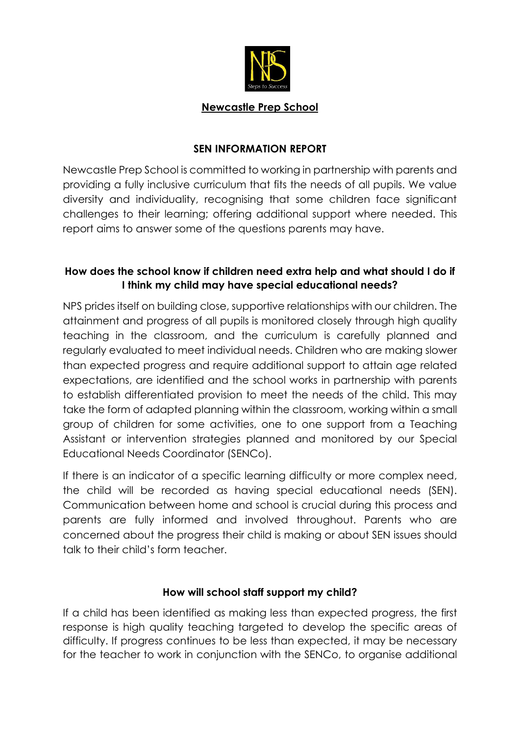# Newcastle Prep School

## SEN INFORMATION REPORT

Newcastle Prep School is committed to working in partnership with parents and providing a fully inclusive curriculum that fits the needs of all pupils. We value diversity and individuality, recognising that some children face significant challenges to their learning; offering additional support where needed. This report aims to answer some of the questions parents may have.

### How does the school know if children need extra help and what should I do if I think my child may have special educational needs?

NPS prides itself on building close, supportive relationships with our children. The attainment and progress of all pupils is monitored closely through high quality teaching in the classroom, and the curriculum is carefully planned and regularly evaluated to meet individual needs. Children who are making slower than expected progress and require additional support to attain age related expectations, are identified and the school works in partnership with parents to establish differentiated provision to meet the needs of the child. This may take the form of adapted planning within the classroom, working within a small group of children for some activities, one to one support from a Teaching Assistant or intervention strategies planned and monitored by our Special Educational Needs Coordinator (SENCo).

If there is an indicator of a specific learning difficulty or more complex need, the child will be recorded as having special educational needs (SEN). Communication between home and school is crucial during this process and parents are fully informed and involved throughout. Parents who are concerned about the progress their child is making or about SEN issues should talk to their child's form teacher.

### How will school staff support my child?

If a child has been identified as making less than expected progress, the first response is high quality teaching targeted to develop the specific areas of difficulty. If progress continues to be less than expected, it may be necessary for the teacher to work in conjunction with the SENCo, to organise additional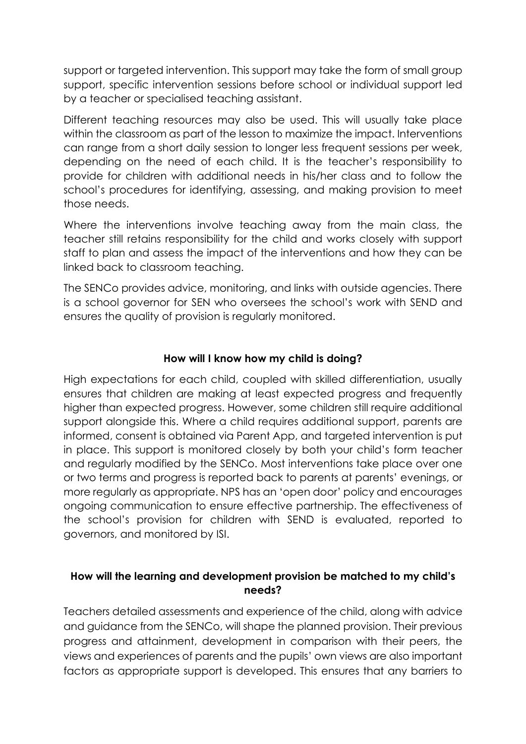support or targeted intervention. This support may take the form of small group support, specific intervention sessions before school or individual support led by a teacher or specialised teaching assistant.

Different teaching resources may also be used. This will usually take place within the classroom as part of the lesson to maximize the impact. Interventions can range from a short daily session to longer less frequent sessions per week, depending on the need of each child. It is the teacher's responsibility to provide for children with additional needs in his/her class and to follow the school's procedures for identifying, assessing, and making provision to meet those needs.

Where the interventions involve teaching away from the main class, the teacher still retains responsibility for the child and works closely with support staff to plan and assess the impact of the interventions and how they can be linked back to classroom teaching.

The SENCo provides advice, monitoring, and links with outside agencies. There is a school governor for SEN who oversees the school's work with SEND and ensures the quality of provision is regularly monitored.

### How will I know how my child is doing?

High expectations for each child, coupled with skilled differentiation, usually ensures that children are making at least expected progress and frequently higher than expected progress. However, some children still require additional support alongside this. Where a child requires additional support, parents are informed, consent is obtained via Parent App, and targeted intervention is put in place. This support is monitored closely by both your child's form teacher and regularly modified by the SENCo. Most interventions take place over one or two terms and progress is reported back to parents at parents' evenings, or more regularly as appropriate. NPS has an 'open door' policy and encourages ongoing communication to ensure effective partnership. The effectiveness of the school's provision for children with SEND is evaluated, reported to governors, and monitored by ISI.

### How will the learning and development provision be matched to my child's needs?

Teachers detailed assessments and experience of the child, along with advice and guidance from the SENCo, will shape the planned provision. Their previous progress and attainment, development in comparison with their peers, the views and experiences of parents and the pupils' own views are also important factors as appropriate support is developed. This ensures that any barriers to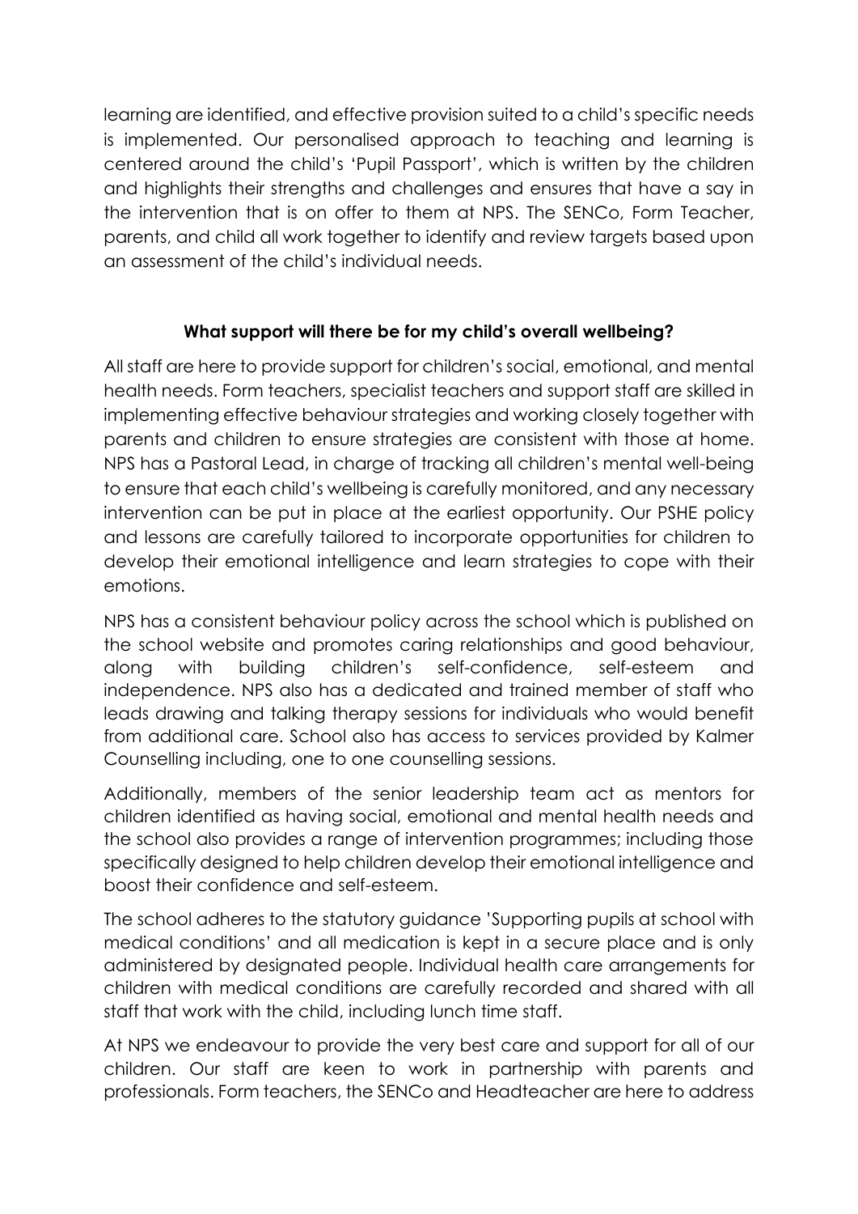learning are identified, and effective provision suited to a child's specific needs is implemented. Our personalised approach to teaching and learning is centered around the child's 'Pupil Passport', which is written by the children and highlights their strengths and challenges and ensures that have a say in the intervention that is on offer to them at NPS. The SENCo, Form Teacher, parents, and child all work together to identify and review targets based upon an assessment of the child's individual needs.

### What support will there be for my child's overall wellbeing?

All staff are here to provide support for children's social, emotional, and mental health needs. Form teachers, specialist teachers and support staff are skilled in implementing effective behaviour strategies and working closely together with parents and children to ensure strategies are consistent with those at home. NPS has a Pastoral Lead, in charge of tracking all children's mental well-being to ensure that each child's wellbeing is carefully monitored, and any necessary intervention can be put in place at the earliest opportunity. Our PSHE policy and lessons are carefully tailored to incorporate opportunities for children to develop their emotional intelligence and learn strategies to cope with their emotions.

NPS has a consistent behaviour policy across the school which is published on the school website and promotes caring relationships and good behaviour, along with building children's self-confidence, self-esteem and independence. NPS also has a dedicated and trained member of staff who leads drawing and talking therapy sessions for individuals who would benefit from additional care. School also has access to services provided by Kalmer Counselling including, one to one counselling sessions.

Additionally, members of the senior leadership team act as mentors for children identified as having social, emotional and mental health needs and the school also provides a range of intervention programmes; including those specifically designed to help children develop their emotional intelligence and boost their confidence and self-esteem.

The school adheres to the statutory guidance 'Supporting pupils at school with medical conditions' and all medication is kept in a secure place and is only administered by designated people. Individual health care arrangements for children with medical conditions are carefully recorded and shared with all staff that work with the child, including lunch time staff.

At NPS we endeavour to provide the very best care and support for all of our children. Our staff are keen to work in partnership with parents and professionals. Form teachers, the SENCo and Headteacher are here to address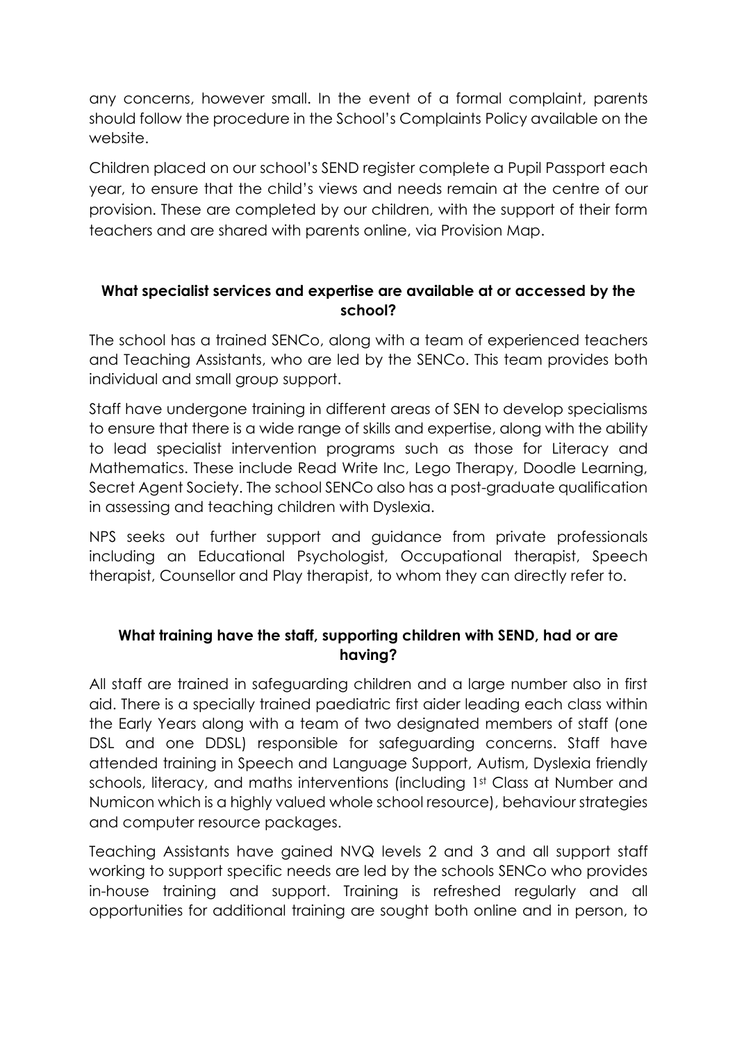any concerns, however small. In the event of a formal complaint, parents should follow the procedure in the School's Complaints Policy available on the website.

Children placed on our school's SEND register complete a Pupil Passport each year, to ensure that the child's views and needs remain at the centre of our provision. These are completed by our children, with the support of their form teachers and are shared with parents online, via Provision Map.

**What specialist services and expertise are available at or accessed by the school?**

The school has a trained SENCo, along with a team of experienced teachers and Teaching Assistants, who are led by the SENCo. This team provides both individual and small group support.

Staff have undergone training in different areas of SEN to develop specialisms to ensure that there is a wide range of skills and expertise, along with the ability to lead specialist intervention programs such as those for Literacy and Mathematics. These include Read Write Inc, Lego Therapy, Doodle Learning, Secret Agent Society. The school SENCo also has a post-graduate qualification in assessing and teaching children with Dyslexia.

NPS seeks out further support and guidance from private professionals including an Educational Psychologist, Occupational therapist, Speech therapist, Counsellor and Play therapist, to whom they can directly refer to.

**What training have the staff, supporting children with SEND, had or are having?**

All staff are trained in safeguarding children and a large number also in first aid. There is a specially trained paediatric first aider leading each class within the Early Years along with a team of two designated members of staff (one DSL and one DDSL) responsible for safeguarding concerns. Staff have attended training in Speech and Language Support, Autism, Dyslexia friendly schools, literacy, and maths interventions (including 1st Class at Number and Numicon which is a highly valued whole school resource), behaviour strategies and computer resource packages.

Teaching Assistants have gained NVQ levels 2 and 3 and all support staff working to support specific needs are led by the schools SENCo who provides in-house training and support. Training is refreshed regularly and all opportunities for additional training are sought both online and in person, to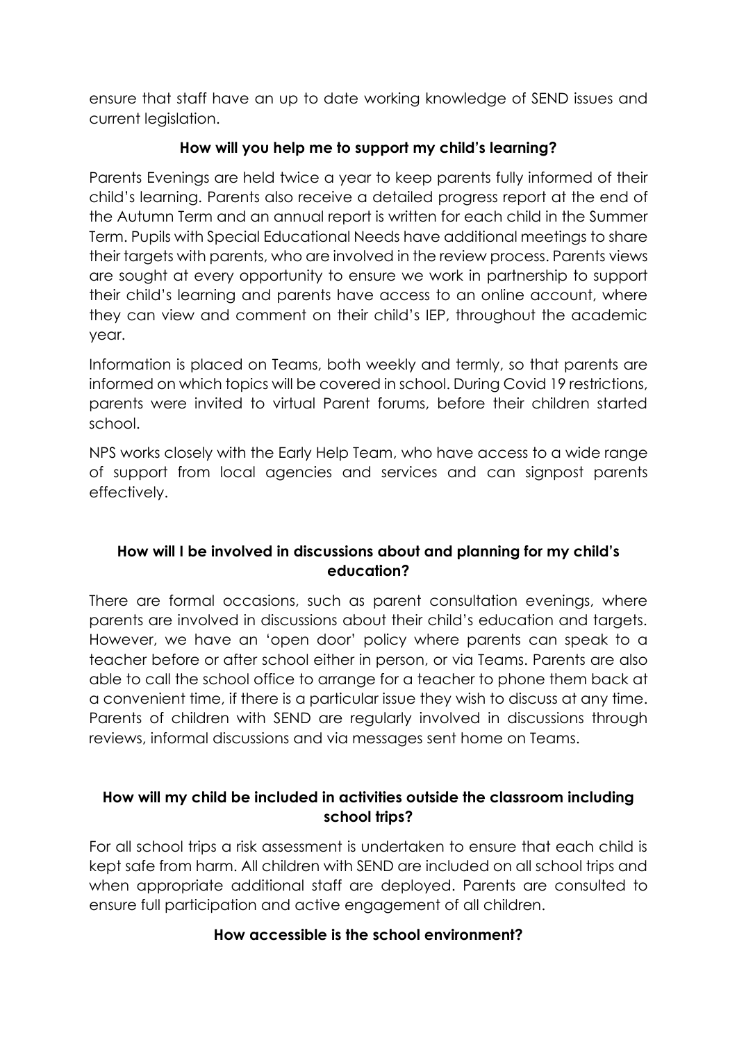ensure that staff have an up to date working knowledge of SEND issues and current legislation.

### How will you help me to support my child's learning?

Parents Evenings are held twice a year to keep parents fully informed of their child's learning. Parents also receive a detailed progress report at the end of the Autumn Term and an annual report is written for each child in the Summer Term. Pupils with Special Educational Needs have additional meetings to share their targets with parents, who are involved in the review process. Parents views are sought at every opportunity to ensure we work in partnership to support their child's learning and parents have access to an online account, where they can view and comment on their child's IEP, throughout the academic year.

Information is placed on Teams, both weekly and termly, so that parents are informed on which topics will be covered in school. During Covid 19 restrictions, parents were invited to virtual Parent forums, before their children started school.

NPS works closely with the Early Help Team, who have access to a wide range of support from local agencies and services and can signpost parents effectively.

### How will I be involved in discussions about and planning for my child's education?

There are formal occasions, such as parent consultation evenings, where parents are involved in discussions about their child's education and targets. However, we have an 'open door' policy where parents can speak to a teacher before or after school either in person, or via Teams. Parents are also able to call the school office to arrange for a teacher to phone them back at a convenient time, if there is a particular issue they wish to discuss at any time. Parents of children with SEND are regularly involved in discussions through reviews, informal discussions and via messages sent home on Teams.

### How will my child be included in activities outside the classroom including school trips?

For all school trips a risk assessment is undertaken to ensure that each child is kept safe from harm. All children with SEND are included on all school trips and when appropriate additional staff are deployed. Parents are consulted to ensure full participation and active engagement of all children.

### How accessible is the school environment?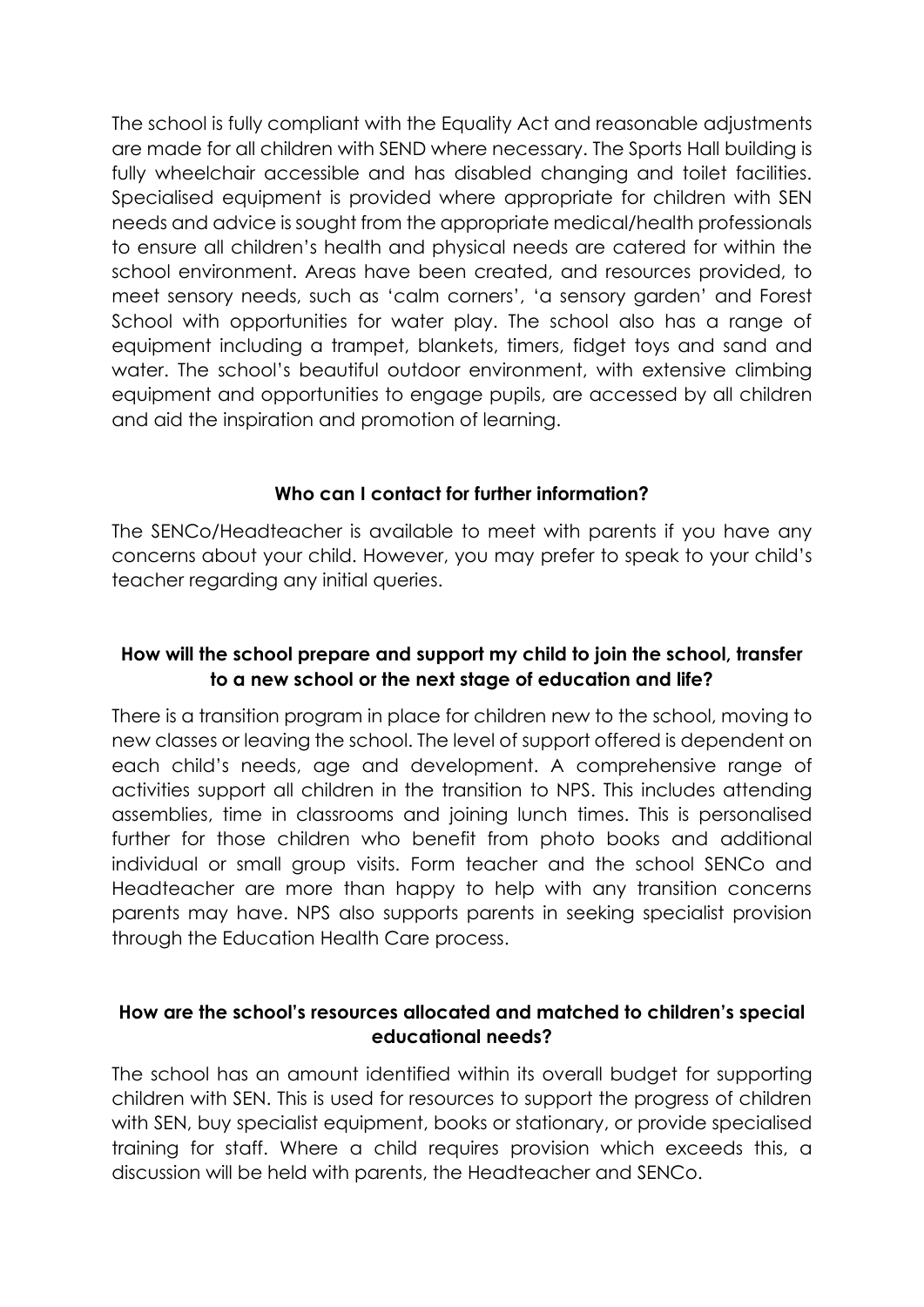The school is fully compliant with the Equality Act and reasonable adjustments are made for all children with SEND where necessary. The Sports Hall building is fully wheelchair accessible and has disabled changing and toilet facilities. Specialised equipment is provided where appropriate for children with SEN needs and advice is sought from the appropriate medical/health professionals to ensure all children's health and physical needs are catered for within the school environment. Areas have been created, and resources provided, to meet sensory needs, such as 'calm corners', 'a sensory garden' and Forest School with opportunities for water play. The school also has a range of equipment including a trampet, blankets, timers, fidget toys and sand and water. The school's beautiful outdoor environment, with extensive climbing equipment and opportunities to engage pupils, are accessed by all children and aid the inspiration and promotion of learning.

**Who can I contact for further information?**

The SENCo/Headteacher is available to meet with parents if you have any concerns about your child. However, you may prefer to speak to your child's teacher regarding any initial queries.

**How will the school prepare and support my child to join the school, transfer to a new school or the next stage of education and life?**

There is a transition program in place for children new to the school, moving to new classes or leaving the school. The level of support offered is dependent on each child's needs, age and development. A comprehensive range of activities support all children in the transition to NPS. This includes attending assemblies, time in classrooms and joining lunch times. This is personalised further for those children who benefit from photo books and additional individual or small group visits. Form teacher and the school SENCo and Headteacher are more than happy to help with any transition concerns parents may have. NPS also supports parents in seeking specialist provision through the Education Health Care process.

**How are the school's resources allocated and matched to children's special educational needs?**

The school has an amount identified within its overall budget for supporting children with SEN. This is used for resources to support the progress of children with SEN, buy specialist equipment, books or stationary, or provide specialised training for staff. Where a child requires provision which exceeds this, a discussion will be held with parents, the Headteacher and SENCo.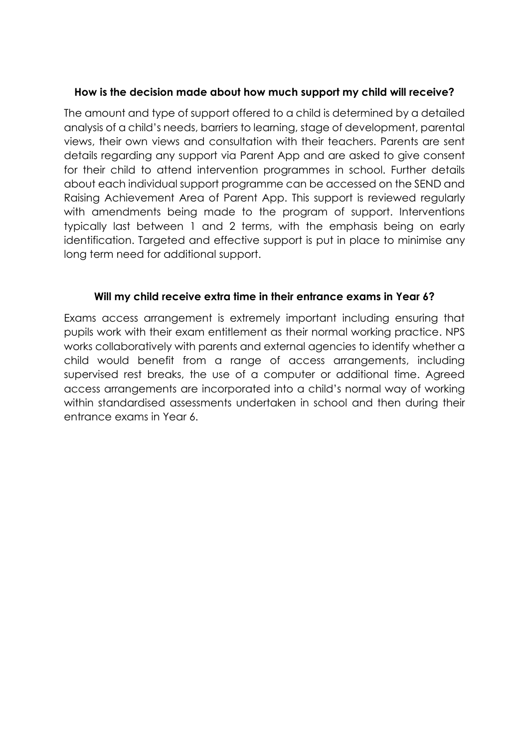**How is the decision made about how much support my child will receive?**

The amount and type of support offered to a child is determined by a detailed analysis of a child's needs, barriers to learning, stage of development, parental views, their own views and consultation with their teachers. Parents are sent details regarding any support via Parent App and are asked to give consent for their child to attend intervention programmes in school. Further details about each individual support programme can be accessed on the SEND and Raising Achievement Area of Parent App. This support is reviewed regularly with amendments being made to the program of support. Interventions typically last between 1 and 2 terms, with the emphasis being on early identification. Targeted and effective support is put in place to minimise any long term need for additional support.

**Will my child receive extra time in their entrance exams in Year 6?**

Exams access arrangement is extremely important including ensuring that pupils work with their exam entitlement as their normal working practice. NPS works collaboratively with parents and external agencies to identify whether a child would benefit from a range of access arrangements, including supervised rest breaks, the use of a computer or additional time. Agreed access arrangements are incorporated into a child's normal way of working within standardised assessments undertaken in school and then during their entrance exams in Year 6.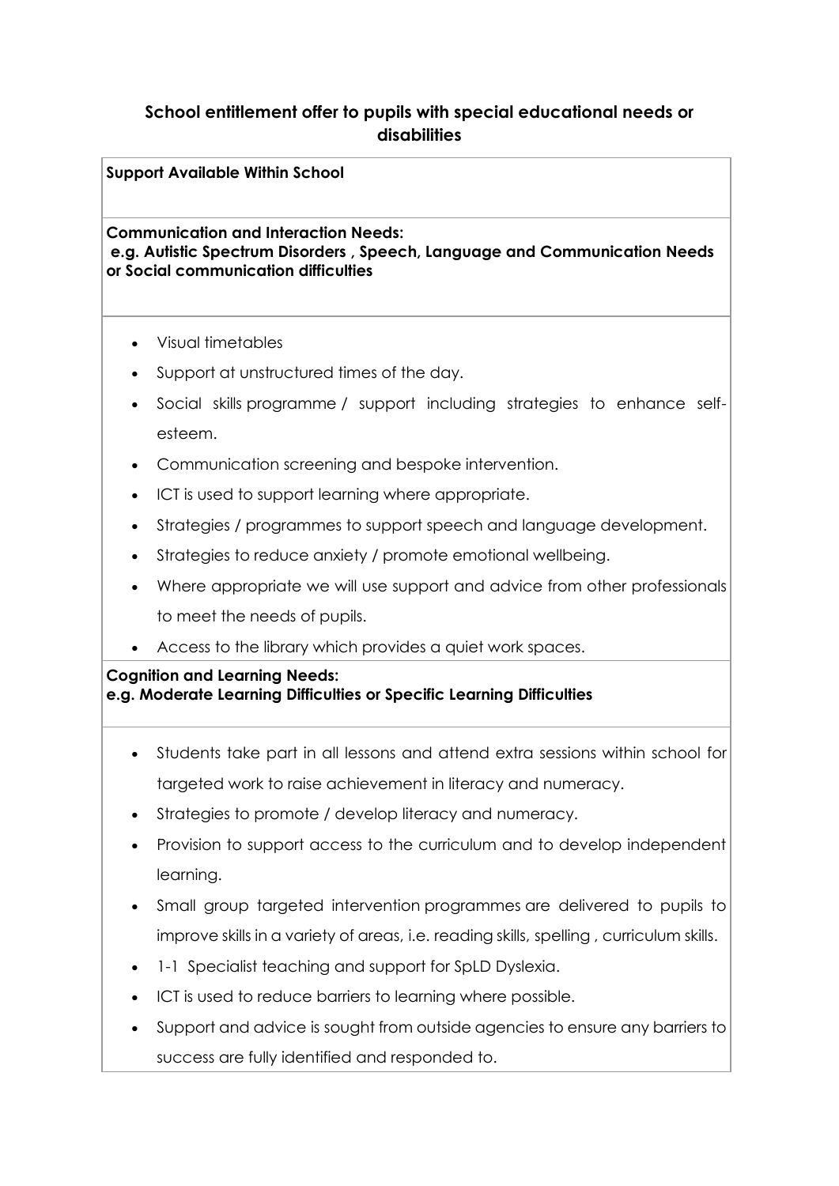## School entitlement offer to pupils with special educational needs or disabilities

**Support Available Within School**

**Communication and Interaction Needs:**
**e.g. Autistic Spectrum Disorders , Speech, Language and Communication Needs or Social communication difficulties**

- Visual timetables
- Support at unstructured times of the day.
- Social skills programme / support including strategies to enhance self-esteem.
- Communication screening and bespoke intervention.
- ICT is used to support learning where appropriate.
- Strategies / programmes to support speech and language development.
- Strategies to reduce anxiety / promote emotional wellbeing.
- Where appropriate we will use support and advice from other professionals to meet the needs of pupils.
- Access to the library which provides a quiet work spaces.

**Cognition and Learning Needs:**
**e.g. Moderate Learning Difficulties or Specific Learning Difficulties**

- Students take part in all lessons and attend extra sessions within school for targeted work to raise achievement in literacy and numeracy.
- Strategies to promote / develop literacy and numeracy.
- Provision to support access to the curriculum and to develop independent learning.
- Small group targeted intervention programmes are delivered to pupils to improve skills in a variety of areas, i.e. reading skills, spelling , curriculum skills.
- 1-1 Specialist teaching and support for SpLD Dyslexia.
- ICT is used to reduce barriers to learning where possible.
- Support and advice is sought from outside agencies to ensure any barriers to success are fully identified and responded to.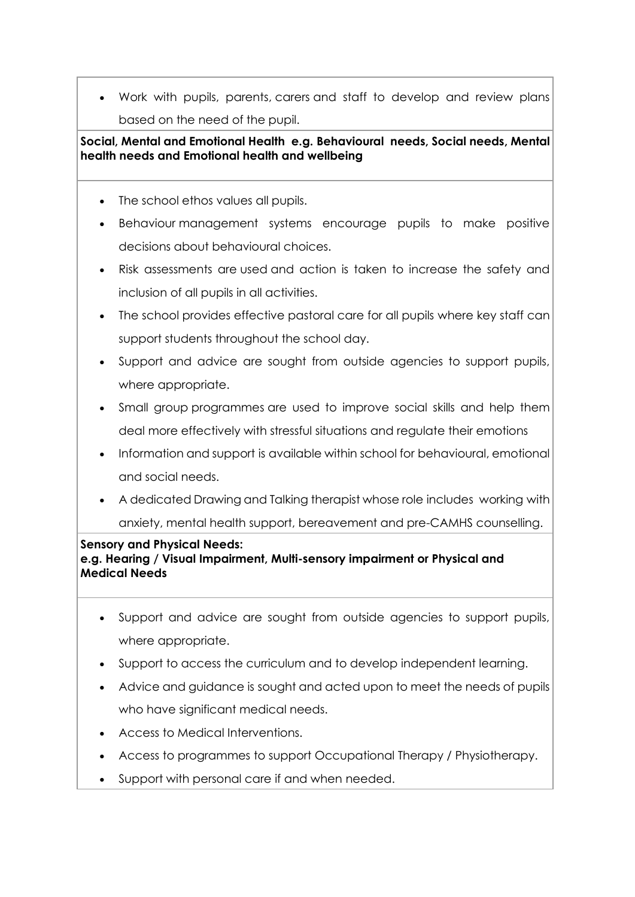- Work with pupils, parents, carers and staff to develop and review plans based on the need of the pupil.

**Social, Mental and Emotional Health e.g. Behavioural needs, Social needs, Mental health needs and Emotional health and wellbeing**

- The school ethos values all pupils.
- Behaviour management systems encourage pupils to make positive decisions about behavioural choices.
- Risk assessments are used and action is taken to increase the safety and inclusion of all pupils in all activities.
- The school provides effective pastoral care for all pupils where key staff can support students throughout the school day.
- Support and advice are sought from outside agencies to support pupils, where appropriate.
- Small group programmes are used to improve social skills and help them deal more effectively with stressful situations and regulate their emotions
- Information and support is available within school for behavioural, emotional and social needs.
- A dedicated Drawing and Talking therapist whose role includes working with anxiety, mental health support, bereavement and pre-CAMHS counselling.

**Sensory and Physical Needs:**
**e.g. Hearing / Visual Impairment, Multi-sensory impairment or Physical and Medical Needs**

- Support and advice are sought from outside agencies to support pupils, where appropriate.
- Support to access the curriculum and to develop independent learning.
- Advice and guidance is sought and acted upon to meet the needs of pupils who have significant medical needs.
- Access to Medical Interventions.
- Access to programmes to support Occupational Therapy / Physiotherapy.
- Support with personal care if and when needed.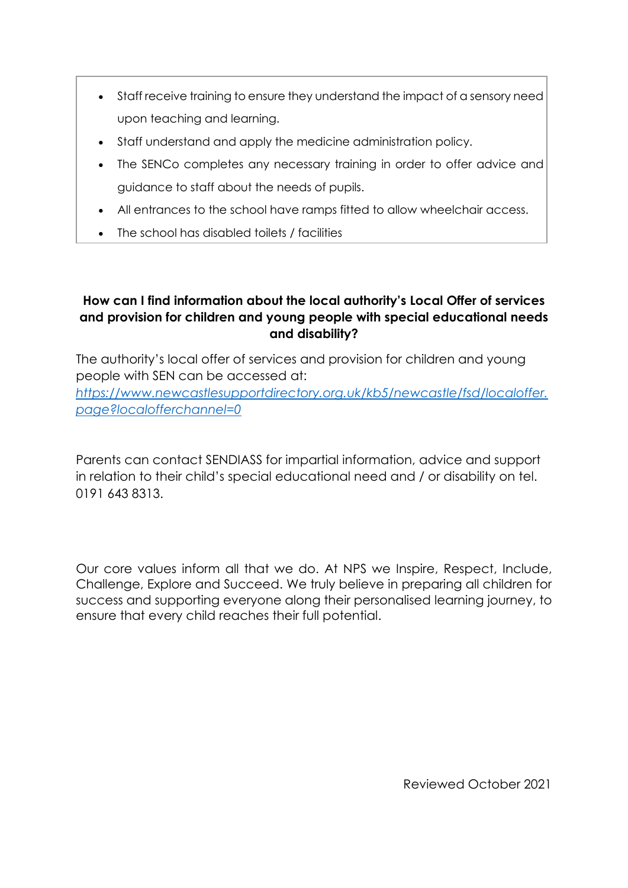- Staff receive training to ensure they understand the impact of a sensory need upon teaching and learning.
- Staff understand and apply the medicine administration policy.
- The SENCo completes any necessary training in order to offer advice and guidance to staff about the needs of pupils.
- All entrances to the school have ramps fitted to allow wheelchair access.
- The school has disabled toilets / facilities

**How can I find information about the local authority's Local Offer of services and provision for children and young people with special educational needs and disability?**

The authority's local offer of services and provision for children and young people with SEN can be accessed at:
*https://www.newcastlesupportdirectory.org.uk/kb5/newcastle/fsd/localoffer.page?localofferchannel=0*

Parents can contact SENDIASS for impartial information, advice and support in relation to their child's special educational need and / or disability on tel. 0191 643 8313.

Our core values inform all that we do. At NPS we Inspire, Respect, Include, Challenge, Explore and Succeed. We truly believe in preparing all children for success and supporting everyone along their personalised learning journey, to ensure that every child reaches their full potential.

Reviewed October 2021